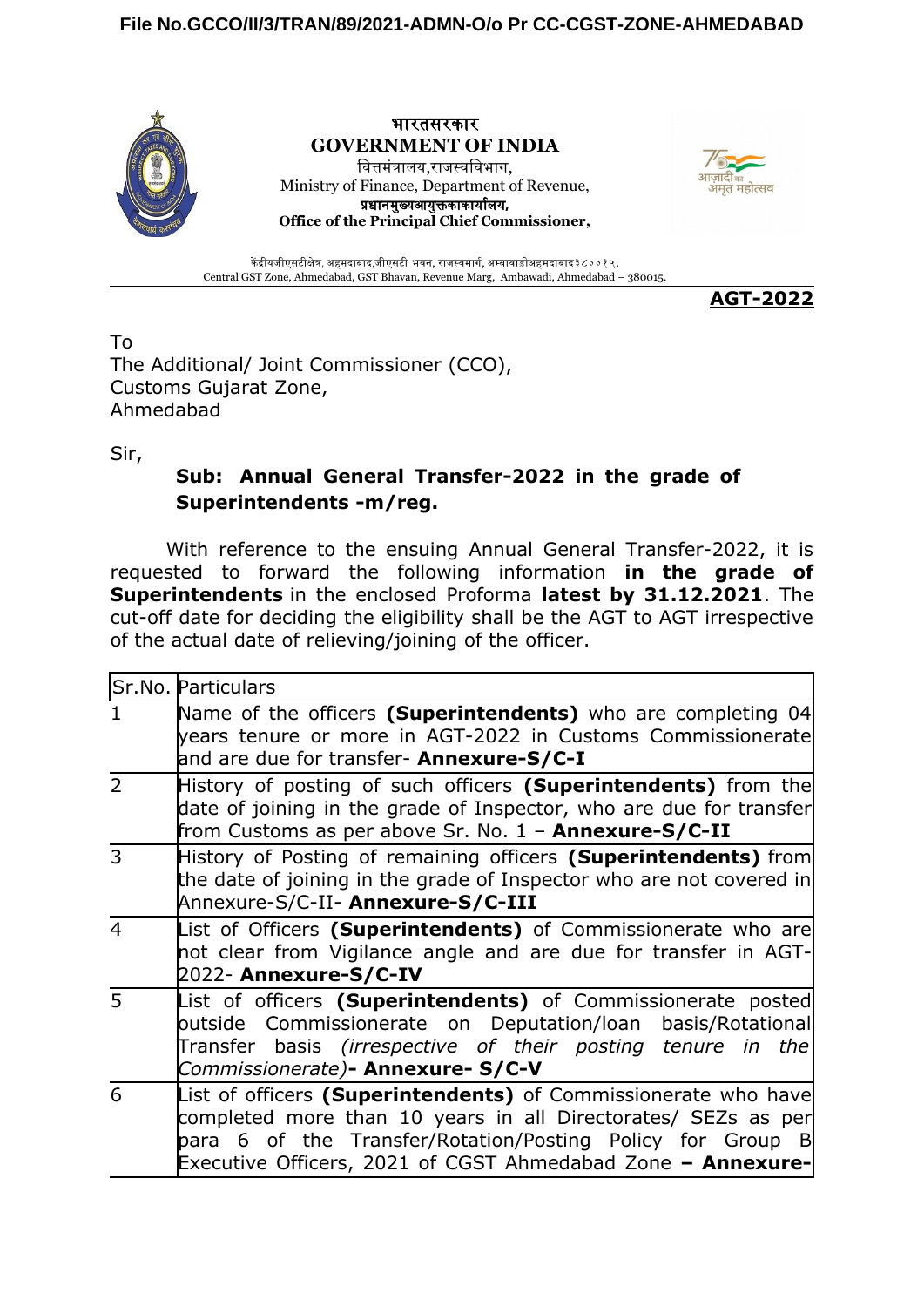File No.GCCO/II/3/TRAN/89/2021-ADMN-O/o Pr CC-CGST-ZONE-AHMEDABAD

**भारतसरकार**
**GOVERNMENT OF INDIA**
वित्तमंत्रालय,राजस्वविभाग,
Ministry of Finance, Department of Revenue,
**प्रधानमुख्यआयुक्तकाकार्यालय,**
**Office of the Principal Chief Commissioner,**

केंद्रीयजीएसटीक्षेत्र, अहमदाबाद,जीएसटी भवन, राजस्वमार्ग, अम्बावाडीअहमदाबाद३८००१५.
Central GST Zone, Ahmedabad, GST Bhavan, Revenue Marg, Ambawadi, Ahmedabad – 380015.

**AGT-2022**

To
The Additional/ Joint Commissioner (CCO),
Customs Gujarat Zone,
Ahmedabad

Sir,

**Sub: Annual General Transfer-2022 in the grade of Superintendents -m/reg.**

With reference to the ensuing Annual General Transfer-2022, it is requested to forward the following information **in the grade of Superintendents** in the enclosed Proforma **latest by 31.12.2021**. The cut-off date for deciding the eligibility shall be the AGT to AGT irrespective of the actual date of relieving/joining of the officer.

| Sr.No. | Particulars |
|---|---|
| 1 | Name of the officers **(Superintendents)** who are completing 04 years tenure or more in AGT-2022 in Customs Commissionerate and are due for transfer- **Annexure-S/C-I** |
| 2 | History of posting of such officers **(Superintendents)** from the date of joining in the grade of Inspector, who are due for transfer from Customs as per above Sr. No. 1 – **Annexure-S/C-II** |
| 3 | History of Posting of remaining officers **(Superintendents)** from the date of joining in the grade of Inspector who are not covered in Annexure-S/C-II- **Annexure-S/C-III** |
| 4 | List of Officers **(Superintendents)** of Commissionerate who are not clear from Vigilance angle and are due for transfer in AGT-2022- **Annexure-S/C-IV** |
| 5 | List of officers **(Superintendents)** of Commissionerate posted outside Commissionerate on Deputation/loan basis/Rotational Transfer basis *(irrespective of their posting tenure in the Commissionerate)*- **Annexure- S/C-V** |
| 6 | List of officers **(Superintendents)** of Commissionerate who have completed more than 10 years in all Directorates/ SEZs as per para 6 of the Transfer/Rotation/Posting Policy for Group B Executive Officers, 2021 of CGST Ahmedabad Zone **– Annexure-** |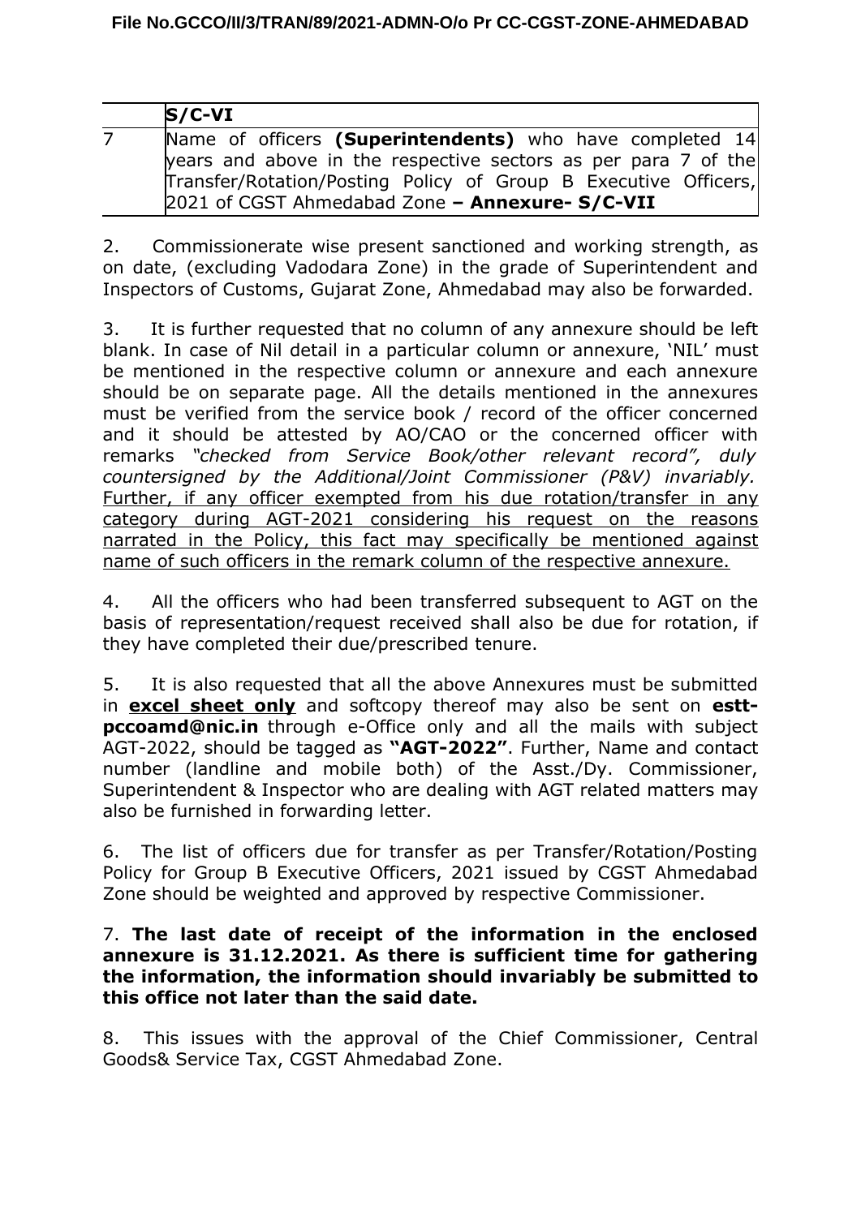| | **S/C-VI** |
|---|---|
| 7 | Name of officers **(Superintendents)** who have completed 14 years and above in the respective sectors as per para 7 of the Transfer/Rotation/Posting Policy of Group B Executive Officers, 2021 of CGST Ahmedabad Zone **– Annexure- S/C-VII** |

2. Commissionerate wise present sanctioned and working strength, as on date, (excluding Vadodara Zone) in the grade of Superintendent and Inspectors of Customs, Gujarat Zone, Ahmedabad may also be forwarded.

3. It is further requested that no column of any annexure should be left blank. In case of Nil detail in a particular column or annexure, 'NIL' must be mentioned in the respective column or annexure and each annexure should be on separate page. All the details mentioned in the annexures must be verified from the service book / record of the officer concerned and it should be attested by AO/CAO or the concerned officer with remarks *"checked from Service Book/other relevant record", duly countersigned by the Additional/Joint Commissioner (P&V) invariably.* Further, if any officer exempted from his due rotation/transfer in any category during AGT-2021 considering his request on the reasons narrated in the Policy, this fact may specifically be mentioned against name of such officers in the remark column of the respective annexure.

4. All the officers who had been transferred subsequent to AGT on the basis of representation/request received shall also be due for rotation, if they have completed their due/prescribed tenure.

5. It is also requested that all the above Annexures must be submitted in **excel sheet only** and softcopy thereof may also be sent on **estt-pccoamd@nic.in** through e-Office only and all the mails with subject AGT-2022, should be tagged as **"AGT-2022"**. Further, Name and contact number (landline and mobile both) of the Asst./Dy. Commissioner, Superintendent & Inspector who are dealing with AGT related matters may also be furnished in forwarding letter.

6. The list of officers due for transfer as per Transfer/Rotation/Posting Policy for Group B Executive Officers, 2021 issued by CGST Ahmedabad Zone should be weighted and approved by respective Commissioner.

7. **The last date of receipt of the information in the enclosed annexure is 31.12.2021. As there is sufficient time for gathering the information, the information should invariably be submitted to this office not later than the said date.**

8. This issues with the approval of the Chief Commissioner, Central Goods& Service Tax, CGST Ahmedabad Zone.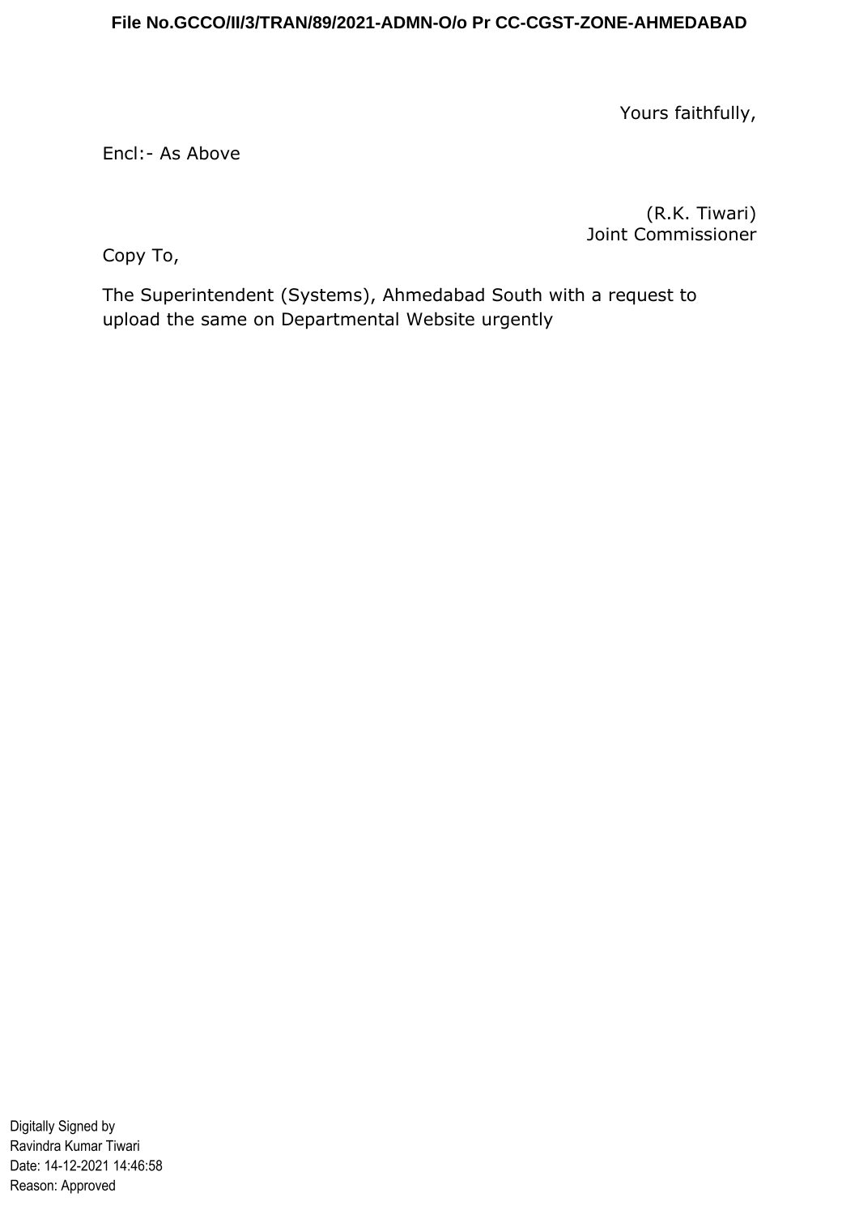Yours faithfully,

Encl:- As Above

(R.K. Tiwari)
Joint Commissioner

Copy To,

The Superintendent (Systems), Ahmedabad South with a request to upload the same on Departmental Website urgently

Digitally Signed by
Ravindra Kumar Tiwari
Date: 14-12-2021 14:46:58
Reason: Approved